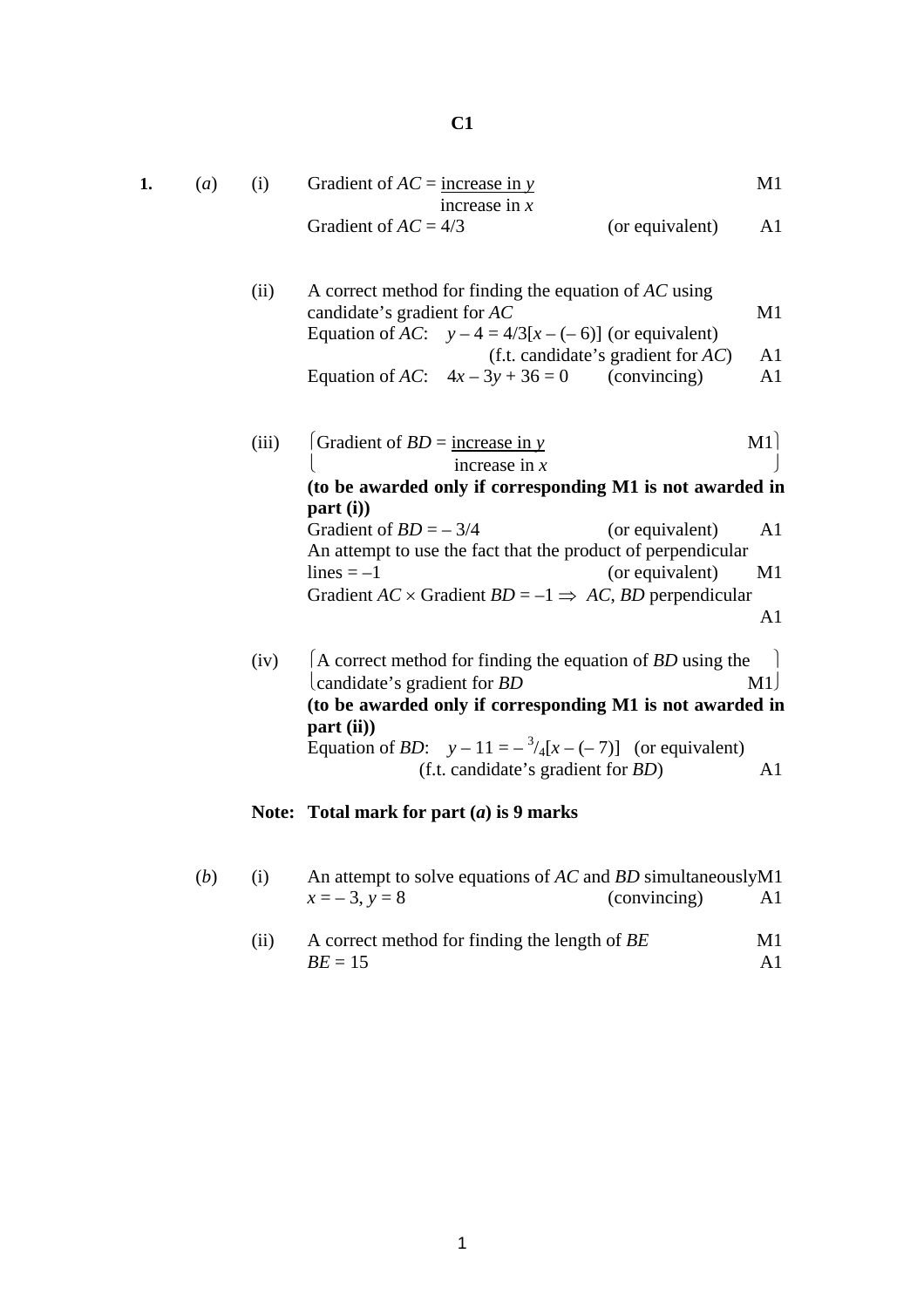# C1

**1.** (*a*) (i) Gradient of *AC* = $\frac{\text{increase in } y}{\text{increase in } x}$ M1

Gradient of *AC* = 4/3 (or equivalent) A1

(ii) A correct method for finding the equation of *AC* using candidate's gradient for *AC* M1

Equation of *AC*: $y - 4 = 4/3[x - (-6)]$ (or equivalent) (f.t. candidate's gradient for *AC*) A1

Equation of *AC*: $4x - 3y + 36 = 0$ (convincing) A1

(iii) ⎡Gradient of *BD* = $\frac{\text{increase in } y}{\text{increase in } x}$ M1⎤

**(to be awarded only if corresponding M1 is not awarded in part (i))**

Gradient of *BD* = $-3/4$ (or equivalent) A1

An attempt to use the fact that the product of perpendicular lines = $-1$ (or equivalent) M1

Gradient *AC* × Gradient *BD* = $-1 \Rightarrow$ *AC*, *BD* perpendicular A1

(iv) ⎡A correct method for finding the equation of *BD* using the candidate's gradient for *BD* M1⎤

**(to be awarded only if corresponding M1 is not awarded in part (ii))**

Equation of *BD*: $y - 11 = -{}^{3}/_{4}[x - (-7)]$ (or equivalent) (f.t. candidate's gradient for *BD*) A1

**Note: Total mark for part (*a*) is 9 marks**

(*b*) (i) An attempt to solve equations of *AC* and *BD* simultaneously M1

$x = -3$, $y = 8$ (convincing) A1

(ii) A correct method for finding the length of *BE* M1

*BE* = 15 A1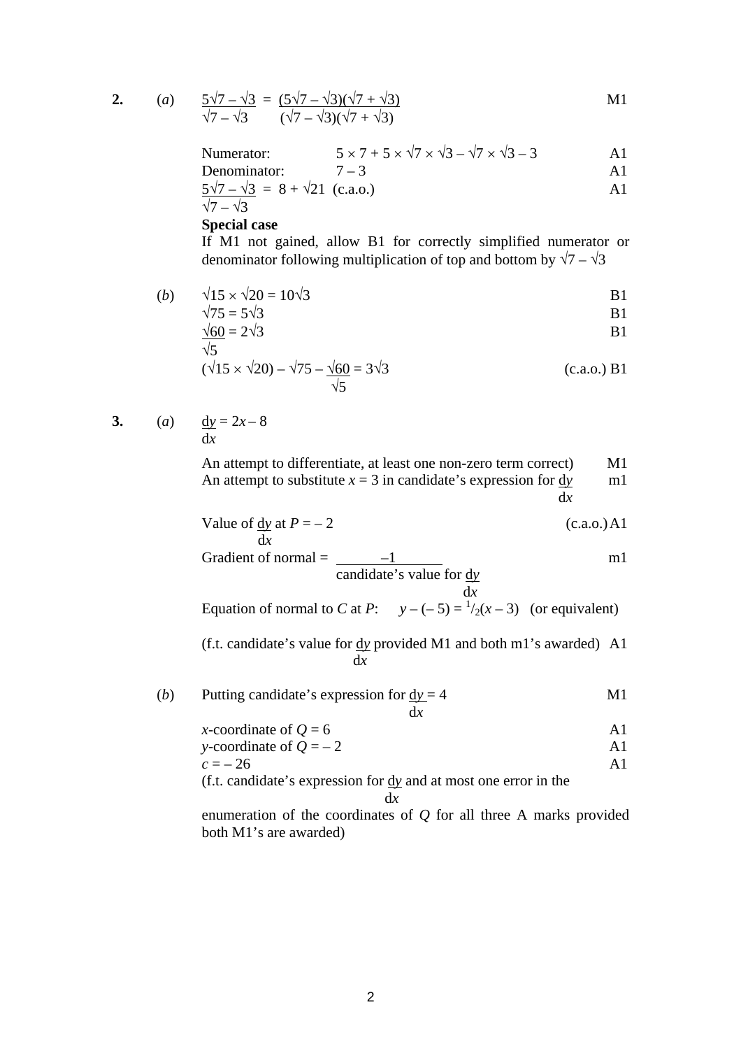**2.** (*a*) $\dfrac{5\sqrt{7} - \sqrt{3}}{\sqrt{7} - \sqrt{3}} = \dfrac{(5\sqrt{7} - \sqrt{3})(\sqrt{7} + \sqrt{3})}{(\sqrt{7} - \sqrt{3})(\sqrt{7} + \sqrt{3})}$ M1

Numerator: $5 \times 7 + 5 \times \sqrt{7} \times \sqrt{3} - \sqrt{7} \times \sqrt{3} - 3$ A1

Denominator: $7 - 3$ A1

$\dfrac{5\sqrt{7} - \sqrt{3}}{\sqrt{7} - \sqrt{3}} = 8 + \sqrt{21}$ (c.a.o.) A1

**Special case**

If M1 not gained, allow B1 for correctly simplified numerator or denominator following multiplication of top and bottom by $\sqrt{7} - \sqrt{3}$

(*b*) $\sqrt{15} \times \sqrt{20} = 10\sqrt{3}$ B1

$\sqrt{75} = 5\sqrt{3}$ B1

$\dfrac{\sqrt{60}}{\sqrt{5}} = 2\sqrt{3}$ B1

$(\sqrt{15} \times \sqrt{20}) - \sqrt{75} - \dfrac{\sqrt{60}}{\sqrt{5}} = 3\sqrt{3}$ (c.a.o.) B1

**3.** (*a*) $\dfrac{dy}{dx} = 2x - 8$

An attempt to differentiate, at least one non-zero term correct) M1

An attempt to substitute $x = 3$ in candidate's expression for $\dfrac{dy}{dx}$ m1

Value of $\dfrac{dy}{dx}$ at $P = -2$ (c.a.o.) A1

Gradient of normal = $\dfrac{-1}{\text{candidate's value for } \frac{dy}{dx}}$ m1

Equation of normal to $C$ at $P$: $y - (-5) = {}^{1}/_{2}(x - 3)$ (or equivalent)

(f.t. candidate's value for $\dfrac{dy}{dx}$ provided M1 and both m1's awarded) A1

(*b*) Putting candidate's expression for $\dfrac{dy}{dx} = 4$ M1

$x$-coordinate of $Q = 6$ A1

$y$-coordinate of $Q = -2$ A1

$c = -26$ A1

(f.t. candidate's expression for $\dfrac{dy}{dx}$ and at most one error in the enumeration of the coordinates of $Q$ for all three A marks provided both M1's are awarded)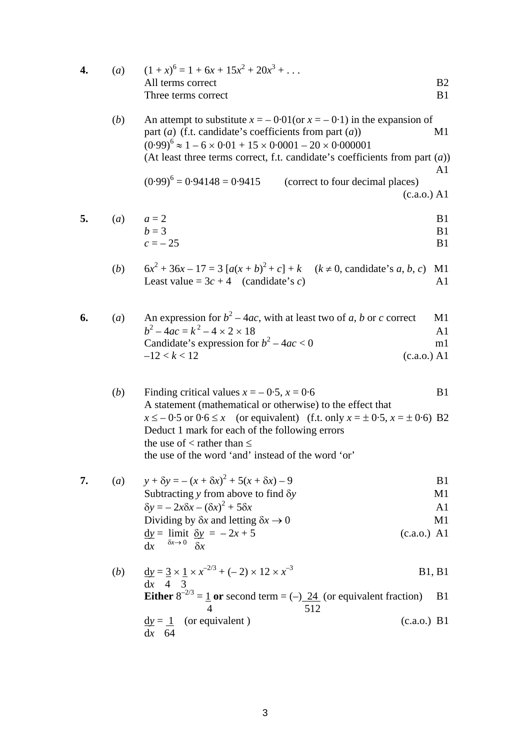**4.** (*a*) $(1 + x)^6 = 1 + 6x + 15x^2 + 20x^3 + \ldots$

All terms correct — B2

Three terms correct — B1

(*b*) An attempt to substitute $x = -0{\cdot}01$ (or $x = -0{\cdot}1$) in the expansion of part (*a*) (f.t. candidate's coefficients from part (*a*)) — M1

$(0{\cdot}99)^6 \approx 1 - 6 \times 0{\cdot}01 + 15 \times 0{\cdot}0001 - 20 \times 0{\cdot}000001$

(At least three terms correct, f.t. candidate's coefficients from part (*a*)) — A1

$(0{\cdot}99)^6 = 0{\cdot}94148 = 0{\cdot}9415$ (correct to four decimal places) — (c.a.o.) A1

**5.** (*a*) $a = 2$ — B1

$b = 3$ — B1

$c = -25$ — B1

(*b*) $6x^2 + 36x - 17 = 3\,[a(x + b)^2 + c] + k$ ($k \neq 0$, candidate's $a$, $b$, $c$) — M1

Least value $= 3c + 4$ (candidate's $c$) — A1

**6.** (*a*) An expression for $b^2 - 4ac$, with at least two of $a$, $b$ or $c$ correct — M1

$b^2 - 4ac = k^2 - 4 \times 2 \times 18$ — A1

Candidate's expression for $b^2 - 4ac < 0$ — m1

$-12 < k < 12$ — (c.a.o.) A1

(*b*) Finding critical values $x = -0{\cdot}5$, $x = 0{\cdot}6$ — B1

A statement (mathematical or otherwise) to the effect that $x \leq -0{\cdot}5$ or $0{\cdot}6 \leq x$ (or equivalent) (f.t. only $x = \pm\, 0{\cdot}5$, $x = \pm\, 0{\cdot}6$) — B2

Deduct 1 mark for each of the following errors

the use of $<$ rather than $\leq$

the use of the word 'and' instead of the word 'or'

**7.** (*a*) $y + \delta y = -(x + \delta x)^2 + 5(x + \delta x) - 9$ — B1

Subtracting $y$ from above to find $\delta y$ — M1

$\delta y = -2x\delta x - (\delta x)^2 + 5\delta x$ — A1

Dividing by $\delta x$ and letting $\delta x \to 0$ — M1

$\dfrac{dy}{dx} = \displaystyle\lim_{\delta x \to 0} \dfrac{\delta y}{\delta x} = -2x + 5$ — (c.a.o.) A1

(*b*) $\dfrac{dy}{dx} = \dfrac{3}{4} \times \dfrac{1}{3} \times x^{-2/3} + (-2) \times 12 \times x^{-3}$ — B1, B1

**Either** $8^{-2/3} = \dfrac{1}{4}$ **or** second term $= (-)\,\dfrac{24}{512}$ (or equivalent fraction) — B1

$\dfrac{dy}{dx} = \dfrac{1}{64}$ (or equivalent) — (c.a.o.) B1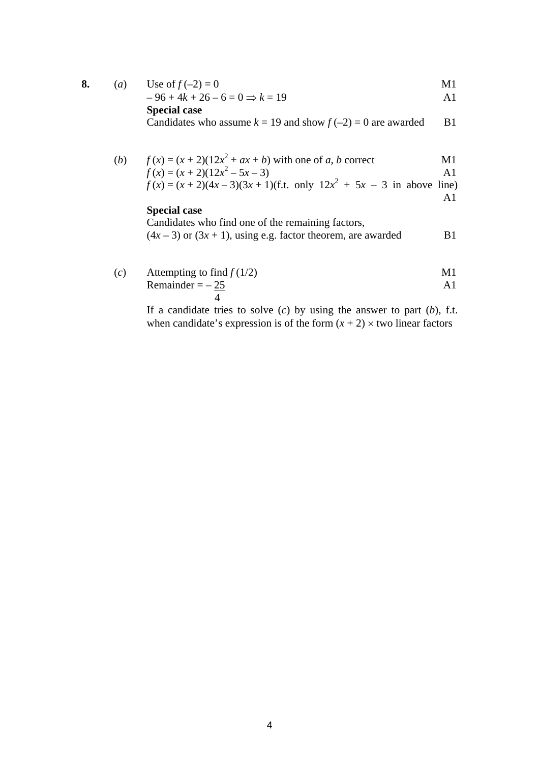**8.** (*a*) Use of $f(-2) = 0$ M1

$-96 + 4k + 26 - 6 = 0 \Rightarrow k = 19$ A1

**Special case**

Candidates who assume $k = 19$ and show $f(-2) = 0$ are awarded B1

(*b*) $f(x) = (x + 2)(12x^2 + ax + b)$ with one of $a$, $b$ correct M1

$f(x) = (x + 2)(12x^2 - 5x - 3)$ A1

$f(x) = (x + 2)(4x - 3)(3x + 1)$(f.t. only $12x^2 + 5x - 3$ in above line) A1

**Special case**

Candidates who find one of the remaining factors,
$(4x - 3)$ or $(3x + 1)$, using e.g. factor theorem, are awarded B1

(*c*) Attempting to find $f(1/2)$ M1

Remainder $= -\dfrac{25}{4}$ A1

If a candidate tries to solve (*c*) by using the answer to part (*b*), f.t. when candidate's expression is of the form $(x + 2) \times$ two linear factors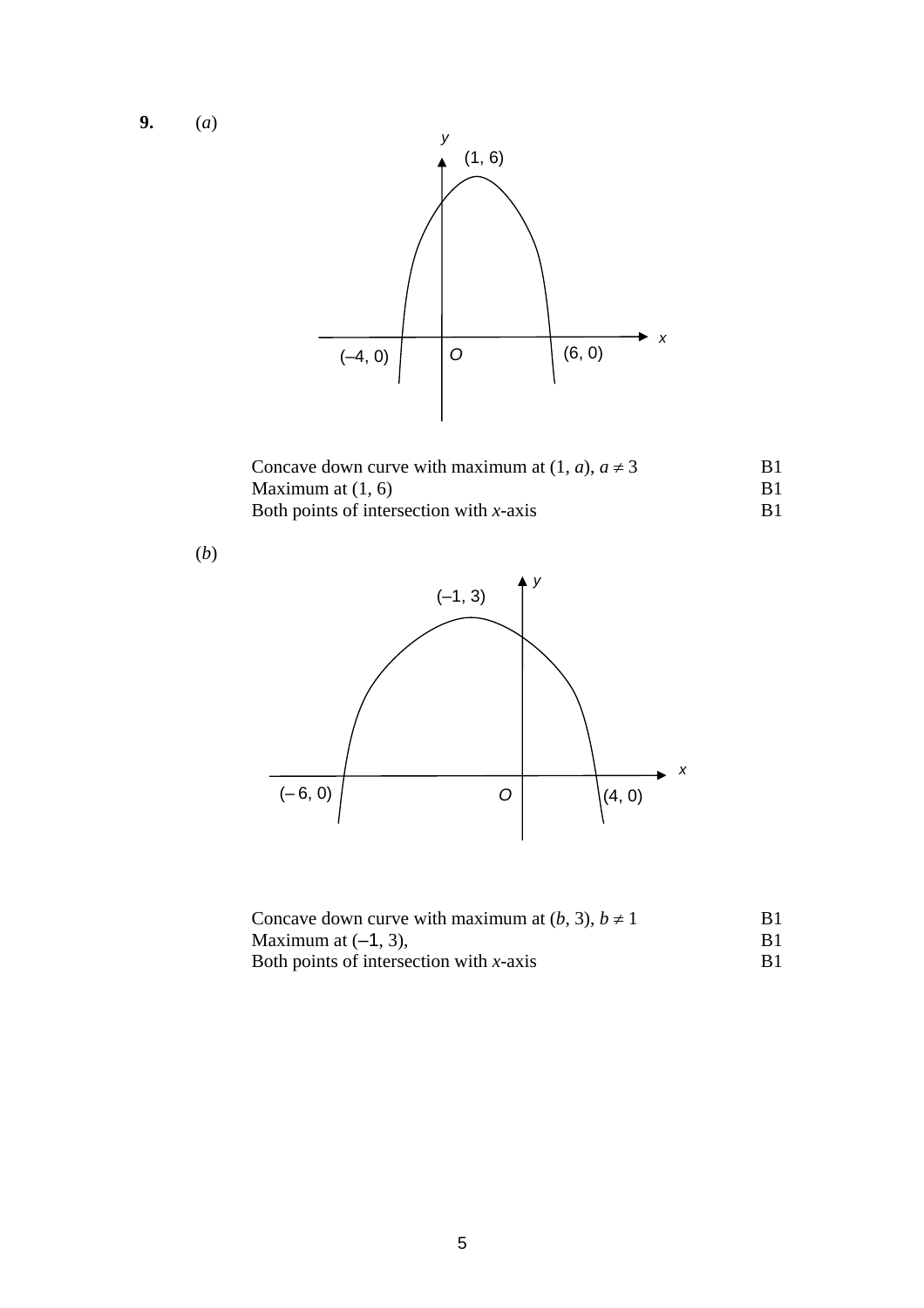**9.** (*a*)

Concave down curve with maximum at $(1, a)$, $a \neq 3$ B1

Maximum at $(1, 6)$ B1

Both points of intersection with $x$-axis B1

(*b*)

Concave down curve with maximum at $(b, 3)$, $b \neq 1$ B1

Maximum at $(-1, 3)$, B1

Both points of intersection with $x$-axis B1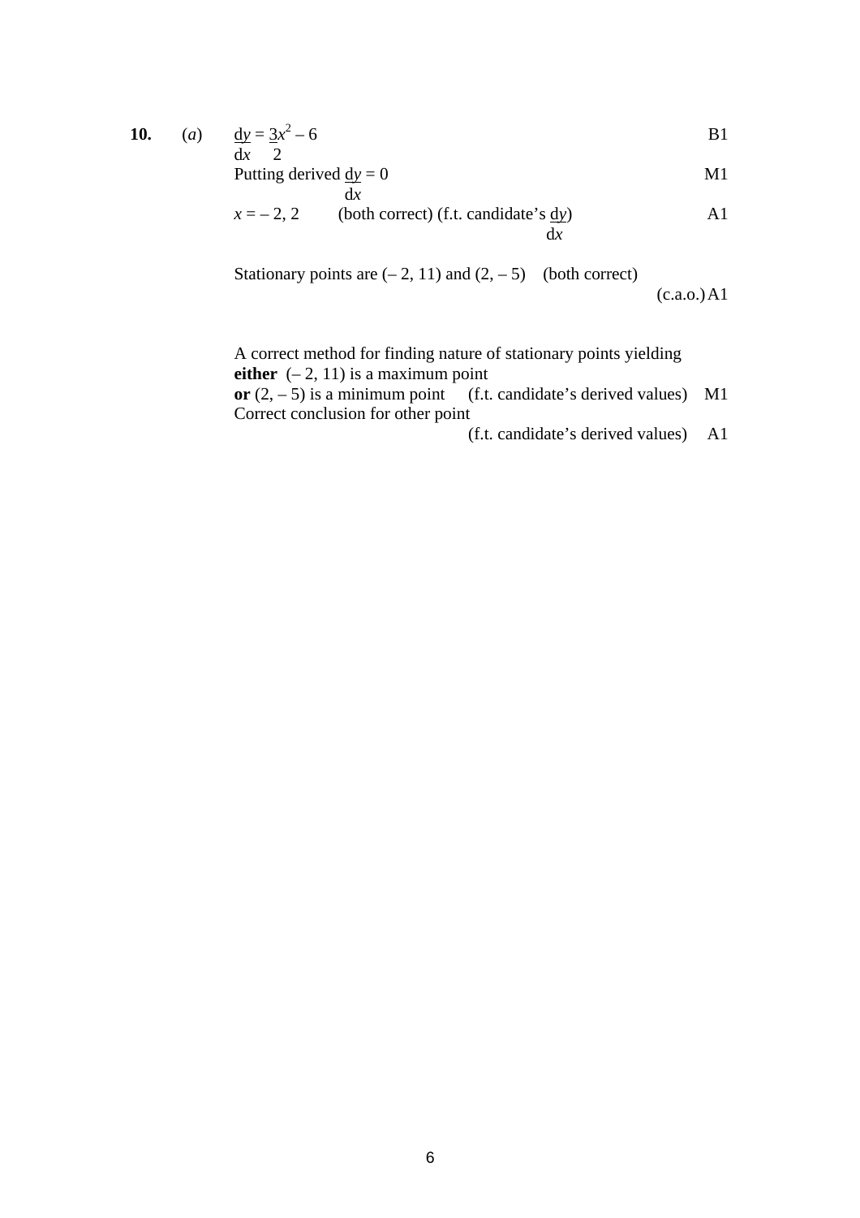**10.** (*a*) $\frac{dy}{dx} = \frac{3}{2}x^2 - 6$ B1

Putting derived $\frac{dy}{dx} = 0$ M1

$x = -2, 2$ (both correct) (f.t. candidate's $\frac{dy}{dx}$) A1

Stationary points are $(-2, 11)$ and $(2, -5)$ (both correct) (c.a.o.) A1

A correct method for finding nature of stationary points yielding
**either** $(-2, 11)$ is a maximum point
**or** $(2, -5)$ is a minimum point (f.t. candidate's derived values) M1
Correct conclusion for other point
(f.t. candidate's derived values) A1